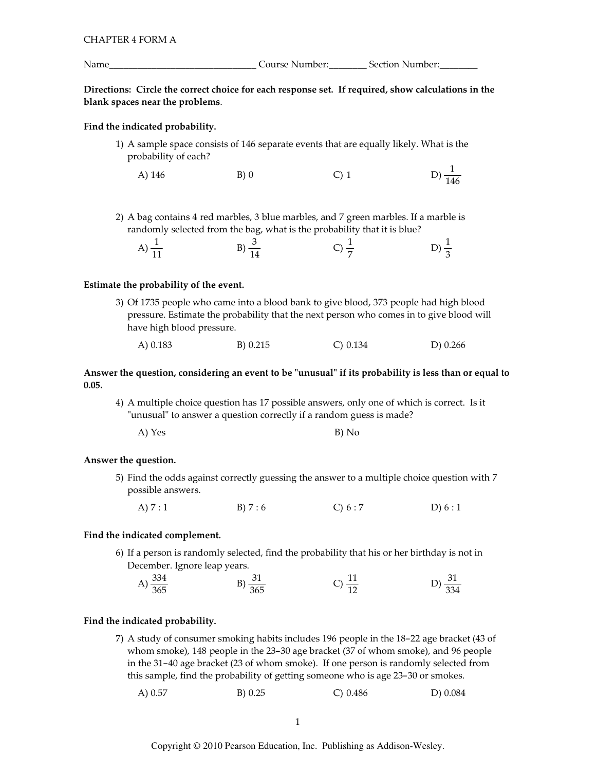CHAPTER 4 FORM A

Name______________________________ Course Number:________ Section Number:________

**Directions: Circle the correct choice for each response set. If required, show calculations in the blank spaces near the problems.**

**Find the indicated probability.**

1) A sample space consists of 146 separate events that are equally likely. What is the probability of each?

A) 146  B) 0  C) 1  D) $\frac{1}{146}$

2) A bag contains 4 red marbles, 3 blue marbles, and 7 green marbles. If a marble is randomly selected from the bag, what is the probability that it is blue?

A) $\frac{1}{11}$  B) $\frac{3}{14}$  C) $\frac{1}{7}$  D) $\frac{1}{3}$

**Estimate the probability of the event.**

3) Of 1735 people who came into a blood bank to give blood, 373 people had high blood pressure. Estimate the probability that the next person who comes in to give blood will have high blood pressure.

A) 0.183  B) 0.215  C) 0.134  D) 0.266

**Answer the question, considering an event to be "unusual" if its probability is less than or equal to 0.05.**

4) A multiple choice question has 17 possible answers, only one of which is correct. Is it "unusual" to answer a question correctly if a random guess is made?

A) Yes  B) No

**Answer the question.**

5) Find the odds against correctly guessing the answer to a multiple choice question with 7 possible answers.

A) 7 : 1  B) 7 : 6  C) 6 : 7  D) 6 : 1

**Find the indicated complement.**

6) If a person is randomly selected, find the probability that his or her birthday is not in December. Ignore leap years.

A) $\frac{334}{365}$  B) $\frac{31}{365}$  C) $\frac{11}{12}$  D) $\frac{31}{334}$

**Find the indicated probability.**

7) A study of consumer smoking habits includes 196 people in the 18–22 age bracket (43 of whom smoke), 148 people in the 23–30 age bracket (37 of whom smoke), and 96 people in the 31–40 age bracket (23 of whom smoke). If one person is randomly selected from this sample, find the probability of getting someone who is age 23–30 or smokes.

A) 0.57  B) 0.25  C) 0.486  D) 0.084

Copyright © 2010 Pearson Education, Inc. Publishing as Addison-Wesley.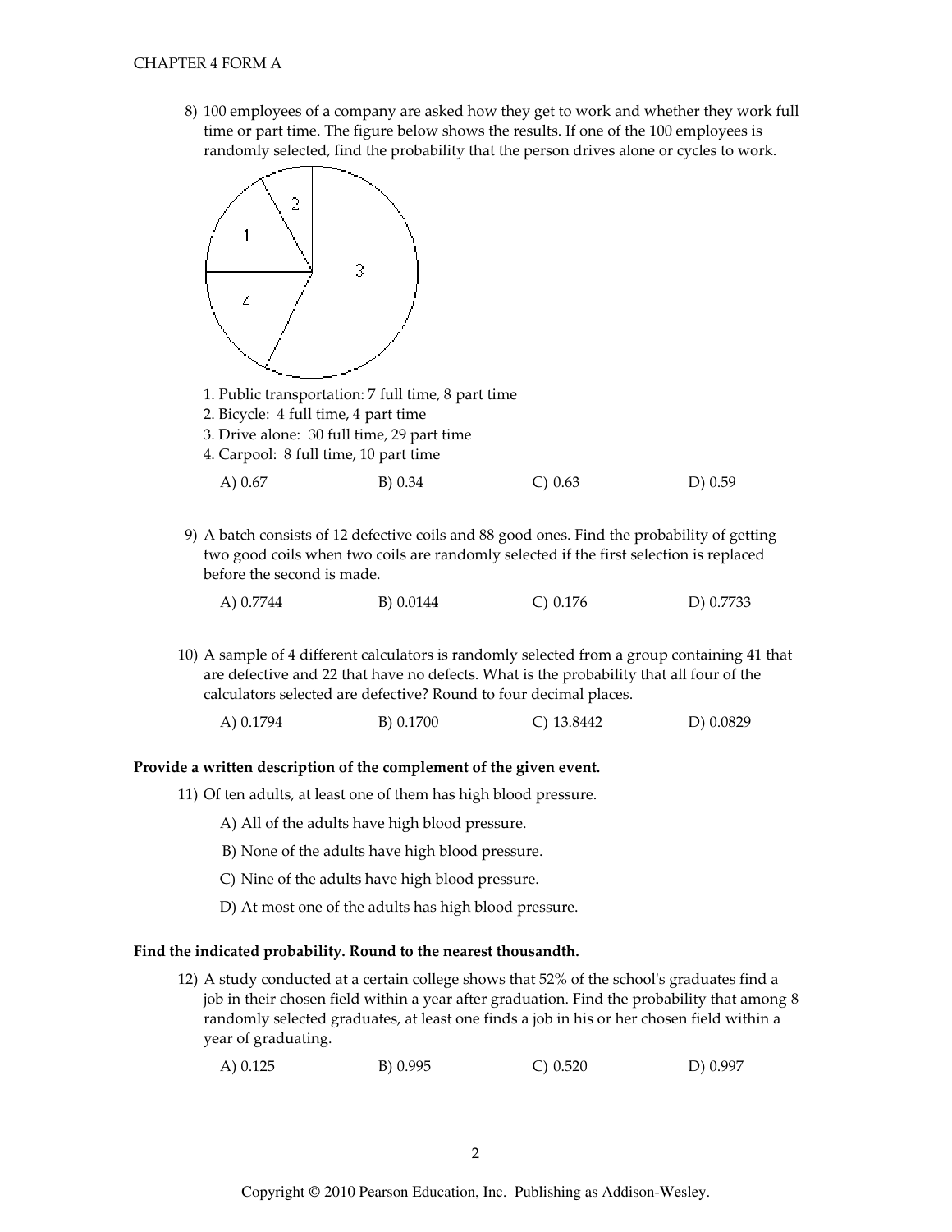8) 100 employees of a company are asked how they get to work and whether they work full time or part time. The figure below shows the results. If one of the 100 employees is randomly selected, find the probability that the person drives alone or cycles to work.

1. Public transportation: 7 full time, 8 part time
2. Bicycle: 4 full time, 4 part time
3. Drive alone: 30 full time, 29 part time
4. Carpool: 8 full time, 10 part time

A) 0.67 B) 0.34 C) 0.63 D) 0.59

9) A batch consists of 12 defective coils and 88 good ones. Find the probability of getting two good coils when two coils are randomly selected if the first selection is replaced before the second is made.

A) 0.7744 B) 0.0144 C) 0.176 D) 0.7733

10) A sample of 4 different calculators is randomly selected from a group containing 41 that are defective and 22 that have no defects. What is the probability that all four of the calculators selected are defective? Round to four decimal places.

A) 0.1794 B) 0.1700 C) 13.8442 D) 0.0829

**Provide a written description of the complement of the given event.**

11) Of ten adults, at least one of them has high blood pressure.

A) All of the adults have high blood pressure.

B) None of the adults have high blood pressure.

C) Nine of the adults have high blood pressure.

D) At most one of the adults has high blood pressure.

**Find the indicated probability. Round to the nearest thousandth.**

12) A study conducted at a certain college shows that 52% of the school's graduates find a job in their chosen field within a year after graduation. Find the probability that among 8 randomly selected graduates, at least one finds a job in his or her chosen field within a year of graduating.

A) 0.125 B) 0.995 C) 0.520 D) 0.997

Copyright © 2010 Pearson Education, Inc. Publishing as Addison-Wesley.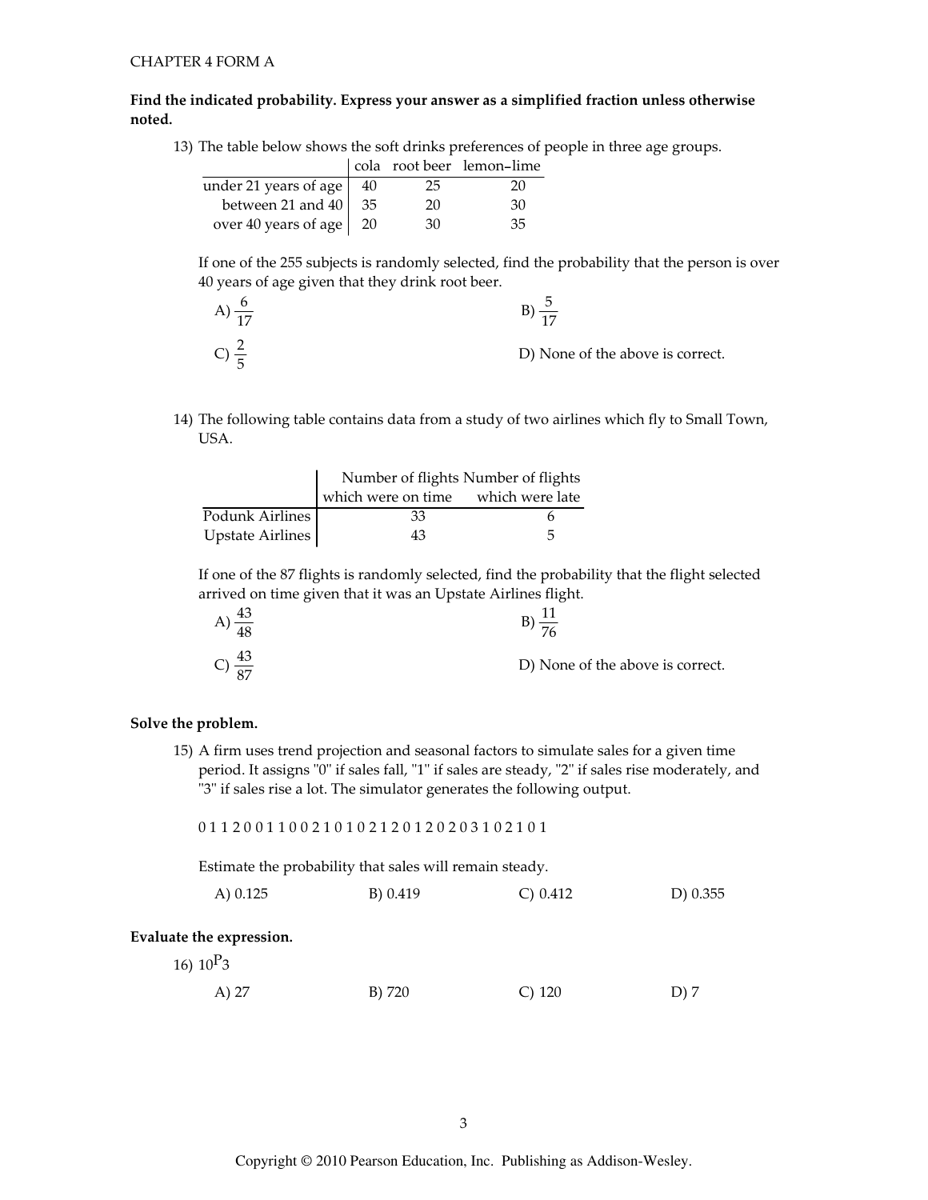**Find the indicated probability. Express your answer as a simplified fraction unless otherwise noted.**

13) The table below shows the soft drinks preferences of people in three age groups.

| | cola | root beer | lemon–lime |
|---|---|---|---|
| under 21 years of age | 40 | 25 | 20 |
| between 21 and 40 | 35 | 20 | 30 |
| over 40 years of age | 20 | 30 | 35 |

If one of the 255 subjects is randomly selected, find the probability that the person is over 40 years of age given that they drink root beer.

A) $\frac{6}{17}$

B) $\frac{5}{17}$

C) $\frac{2}{5}$

D) None of the above is correct.

14) The following table contains data from a study of two airlines which fly to Small Town, USA.

| | Number of flights which were on time | Number of flights which were late |
|---|---|---|
| Podunk Airlines | 33 | 6 |
| Upstate Airlines | 43 | 5 |

If one of the 87 flights is randomly selected, find the probability that the flight selected arrived on time given that it was an Upstate Airlines flight.

A) $\frac{43}{48}$

B) $\frac{11}{76}$

C) $\frac{43}{87}$

D) None of the above is correct.

**Solve the problem.**

15) A firm uses trend projection and seasonal factors to simulate sales for a given time period. It assigns "0" if sales fall, "1" if sales are steady, "2" if sales rise moderately, and "3" if sales rise a lot. The simulator generates the following output.

0 1 1 2 0 0 1 1 0 0 2 1 0 1 0 2 1 2 0 1 2 0 2 0 3 1 0 2 1 0 1

Estimate the probability that sales will remain steady.

A) 0.125

B) 0.419

C) 0.412

D) 0.355

**Evaluate the expression.**

16) $_{10}P_3$

A) 27

B) 720

C) 120

D) 7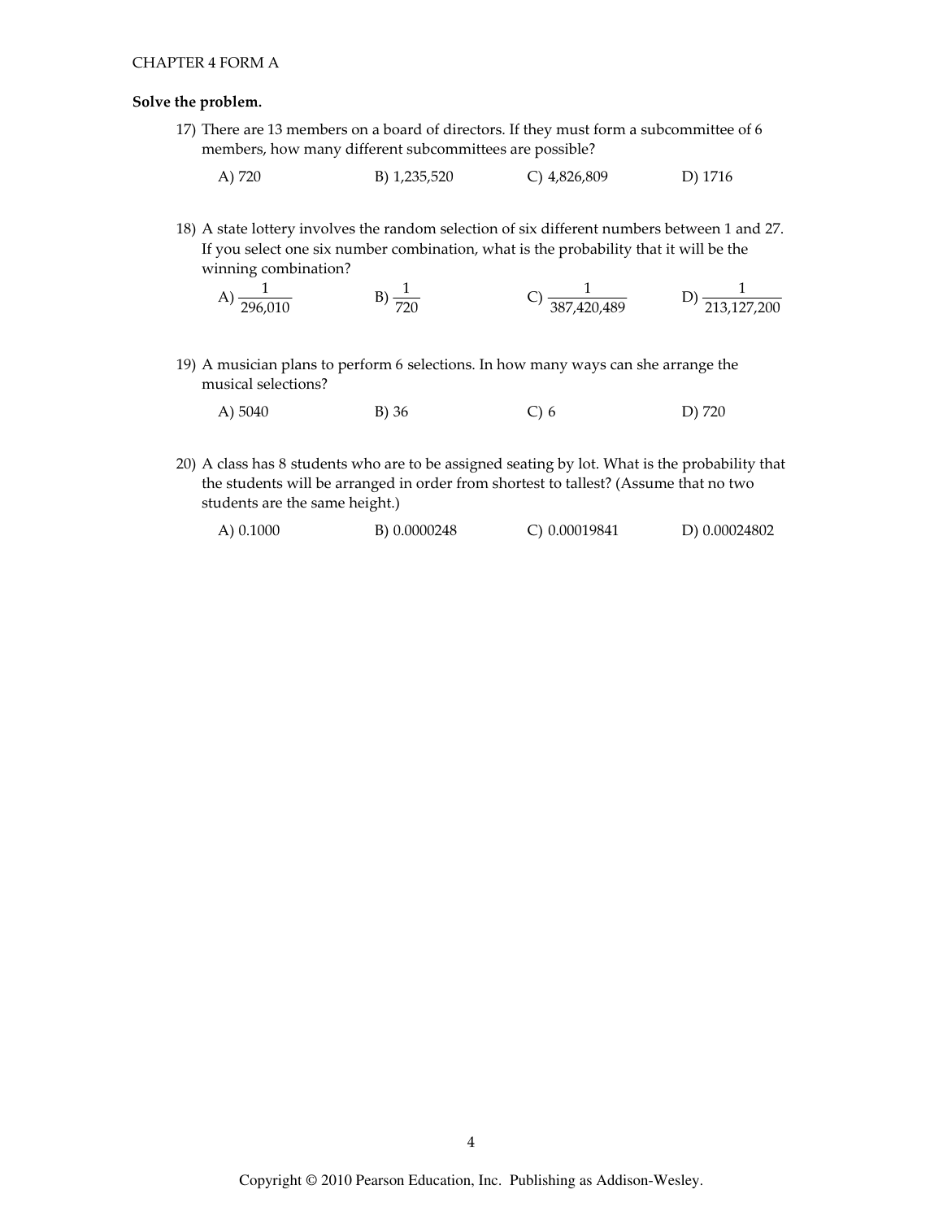CHAPTER 4 FORM A

**Solve the problem.**

17) There are 13 members on a board of directors. If they must form a subcommittee of 6 members, how many different subcommittees are possible?

A) 720 B) 1,235,520 C) 4,826,809 D) 1716

18) A state lottery involves the random selection of six different numbers between 1 and 27. If you select one six number combination, what is the probability that it will be the winning combination?

A) $\frac{1}{296{,}010}$ B) $\frac{1}{720}$ C) $\frac{1}{387{,}420{,}489}$ D) $\frac{1}{213{,}127{,}200}$

19) A musician plans to perform 6 selections. In how many ways can she arrange the musical selections?

A) 5040 B) 36 C) 6 D) 720

20) A class has 8 students who are to be assigned seating by lot. What is the probability that the students will be arranged in order from shortest to tallest? (Assume that no two students are the same height.)

A) 0.1000 B) 0.0000248 C) 0.00019841 D) 0.00024802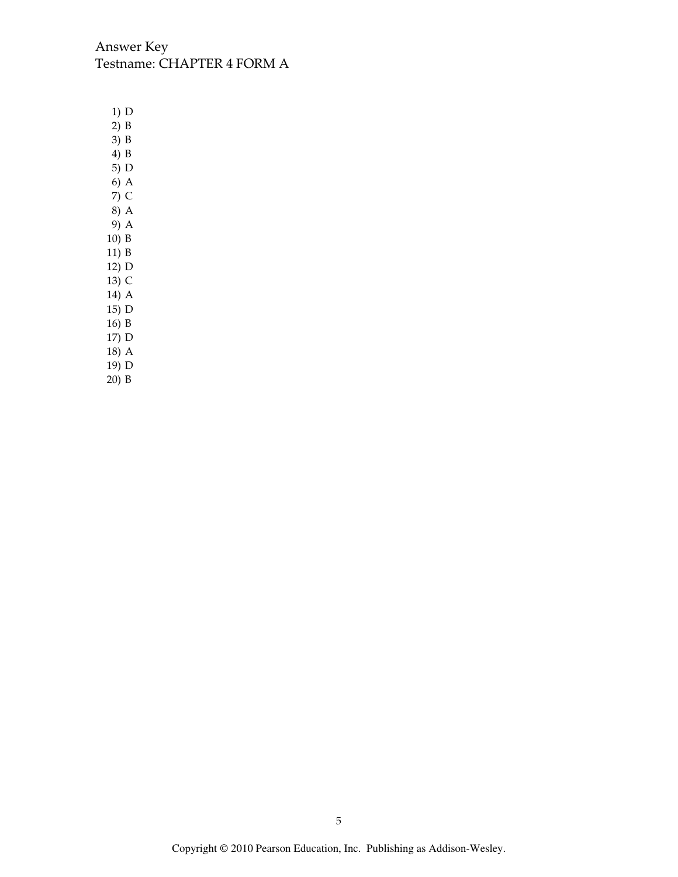Answer Key
Testname: CHAPTER 4 FORM A

1) D
2) B
3) B
4) B
5) D
6) A
7) C
8) A
9) A
10) B
11) B
12) D
13) C
14) A
15) D
16) B
17) D
18) A
19) D
20) B

Copyright © 2010 Pearson Education, Inc. Publishing as Addison-Wesley.